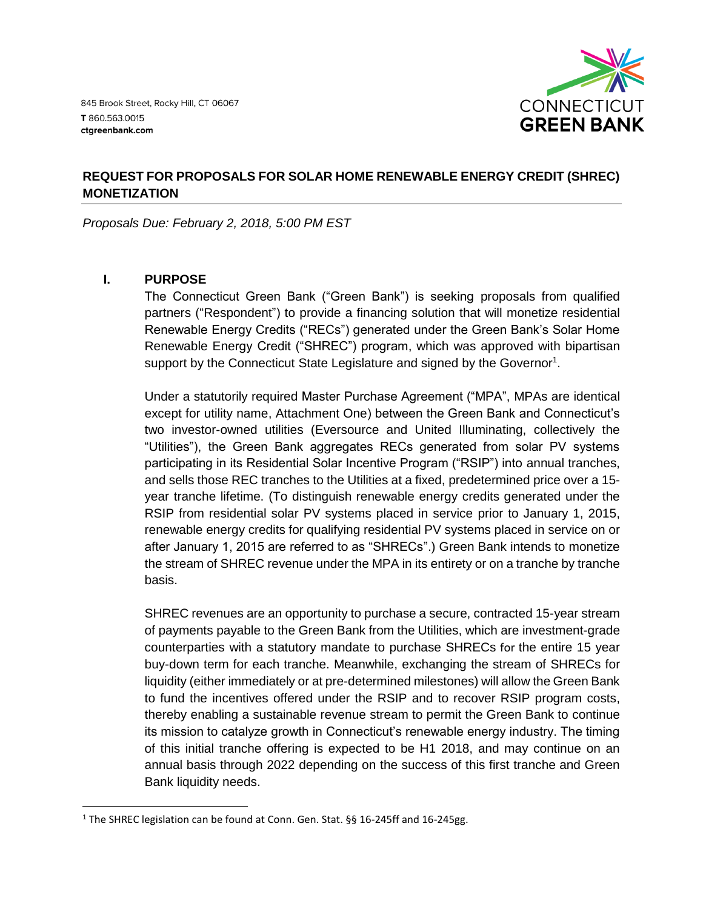845 Brook Street, Rocky Hill, CT 06067
**T** 860.563.0015
**ctgreenbank.com**

CONNECTICUT
**GREEN BANK**

## REQUEST FOR PROPOSALS FOR SOLAR HOME RENEWABLE ENERGY CREDIT (SHREC) MONETIZATION

*Proposals Due: February 2, 2018, 5:00 PM EST*

### I. PURPOSE

The Connecticut Green Bank ("Green Bank") is seeking proposals from qualified partners ("Respondent") to provide a financing solution that will monetize residential Renewable Energy Credits ("RECs") generated under the Green Bank's Solar Home Renewable Energy Credit ("SHREC") program, which was approved with bipartisan support by the Connecticut State Legislature and signed by the Governor[1].

Under a statutorily required Master Purchase Agreement ("MPA", MPAs are identical except for utility name, Attachment One) between the Green Bank and Connecticut's two investor-owned utilities (Eversource and United Illuminating, collectively the "Utilities"), the Green Bank aggregates RECs generated from solar PV systems participating in its Residential Solar Incentive Program ("RSIP") into annual tranches, and sells those REC tranches to the Utilities at a fixed, predetermined price over a 15-year tranche lifetime. (To distinguish renewable energy credits generated under the RSIP from residential solar PV systems placed in service prior to January 1, 2015, renewable energy credits for qualifying residential PV systems placed in service on or after January 1, 2015 are referred to as "SHRECs".) Green Bank intends to monetize the stream of SHREC revenue under the MPA in its entirety or on a tranche by tranche basis.

SHREC revenues are an opportunity to purchase a secure, contracted 15-year stream of payments payable to the Green Bank from the Utilities, which are investment-grade counterparties with a statutory mandate to purchase SHRECs for the entire 15 year buy-down term for each tranche. Meanwhile, exchanging the stream of SHRECs for liquidity (either immediately or at pre-determined milestones) will allow the Green Bank to fund the incentives offered under the RSIP and to recover RSIP program costs, thereby enabling a sustainable revenue stream to permit the Green Bank to continue its mission to catalyze growth in Connecticut's renewable energy industry. The timing of this initial tranche offering is expected to be H1 2018, and may continue on an annual basis through 2022 depending on the success of this first tranche and Green Bank liquidity needs.

---

[1] The SHREC legislation can be found at Conn. Gen. Stat. §§ 16-245ff and 16-245gg.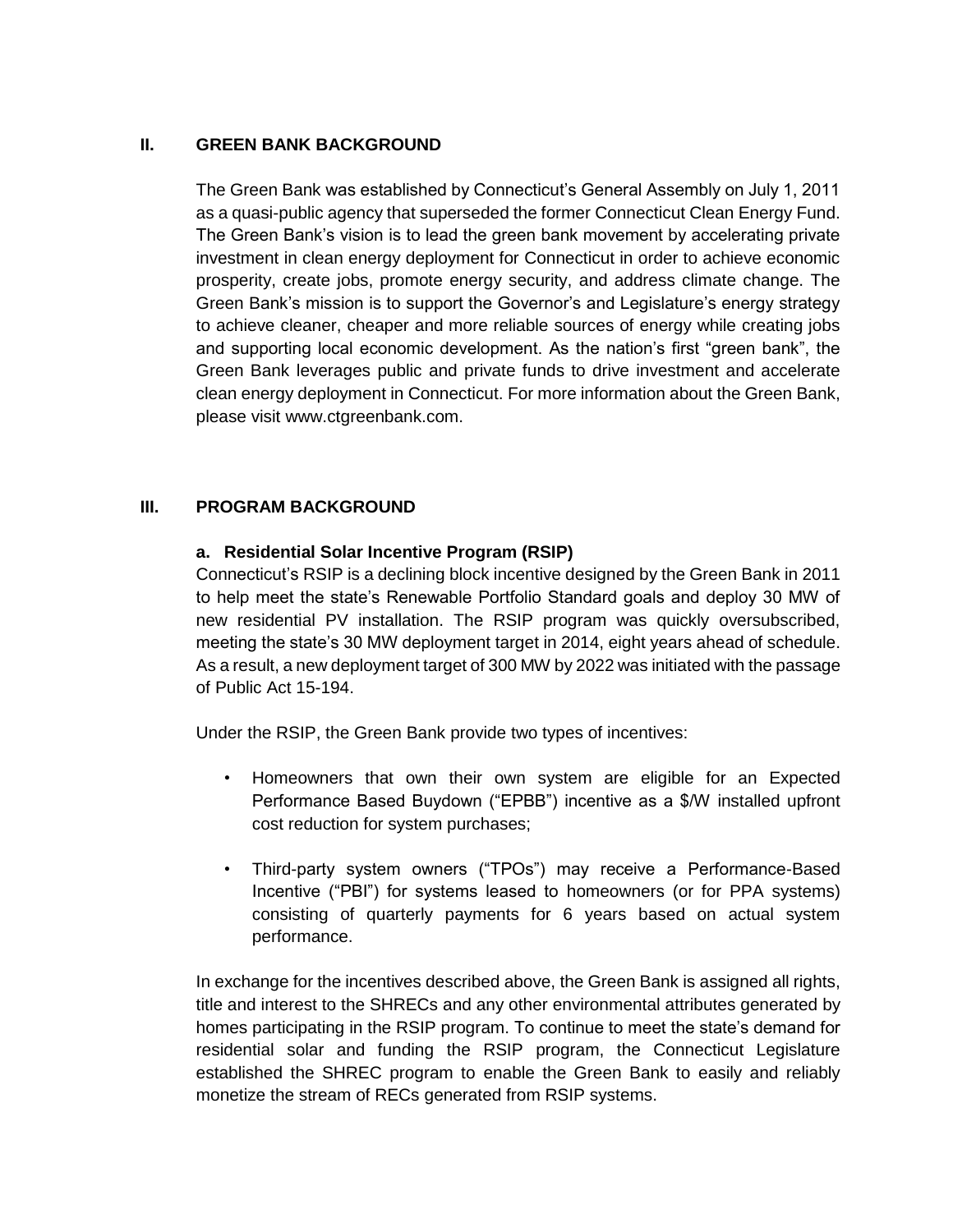## II. GREEN BANK BACKGROUND

The Green Bank was established by Connecticut's General Assembly on July 1, 2011 as a quasi-public agency that superseded the former Connecticut Clean Energy Fund. The Green Bank's vision is to lead the green bank movement by accelerating private investment in clean energy deployment for Connecticut in order to achieve economic prosperity, create jobs, promote energy security, and address climate change. The Green Bank's mission is to support the Governor's and Legislature's energy strategy to achieve cleaner, cheaper and more reliable sources of energy while creating jobs and supporting local economic development. As the nation's first "green bank", the Green Bank leverages public and private funds to drive investment and accelerate clean energy deployment in Connecticut. For more information about the Green Bank, please visit www.ctgreenbank.com.

## III. PROGRAM BACKGROUND

### a. Residential Solar Incentive Program (RSIP)

Connecticut's RSIP is a declining block incentive designed by the Green Bank in 2011 to help meet the state's Renewable Portfolio Standard goals and deploy 30 MW of new residential PV installation. The RSIP program was quickly oversubscribed, meeting the state's 30 MW deployment target in 2014, eight years ahead of schedule. As a result, a new deployment target of 300 MW by 2022 was initiated with the passage of Public Act 15-194.

Under the RSIP, the Green Bank provide two types of incentives:

- Homeowners that own their own system are eligible for an Expected Performance Based Buydown ("EPBB") incentive as a $/W installed upfront cost reduction for system purchases;
- Third-party system owners ("TPOs") may receive a Performance-Based Incentive ("PBI") for systems leased to homeowners (or for PPA systems) consisting of quarterly payments for 6 years based on actual system performance.

In exchange for the incentives described above, the Green Bank is assigned all rights, title and interest to the SHRECs and any other environmental attributes generated by homes participating in the RSIP program. To continue to meet the state's demand for residential solar and funding the RSIP program, the Connecticut Legislature established the SHREC program to enable the Green Bank to easily and reliably monetize the stream of RECs generated from RSIP systems.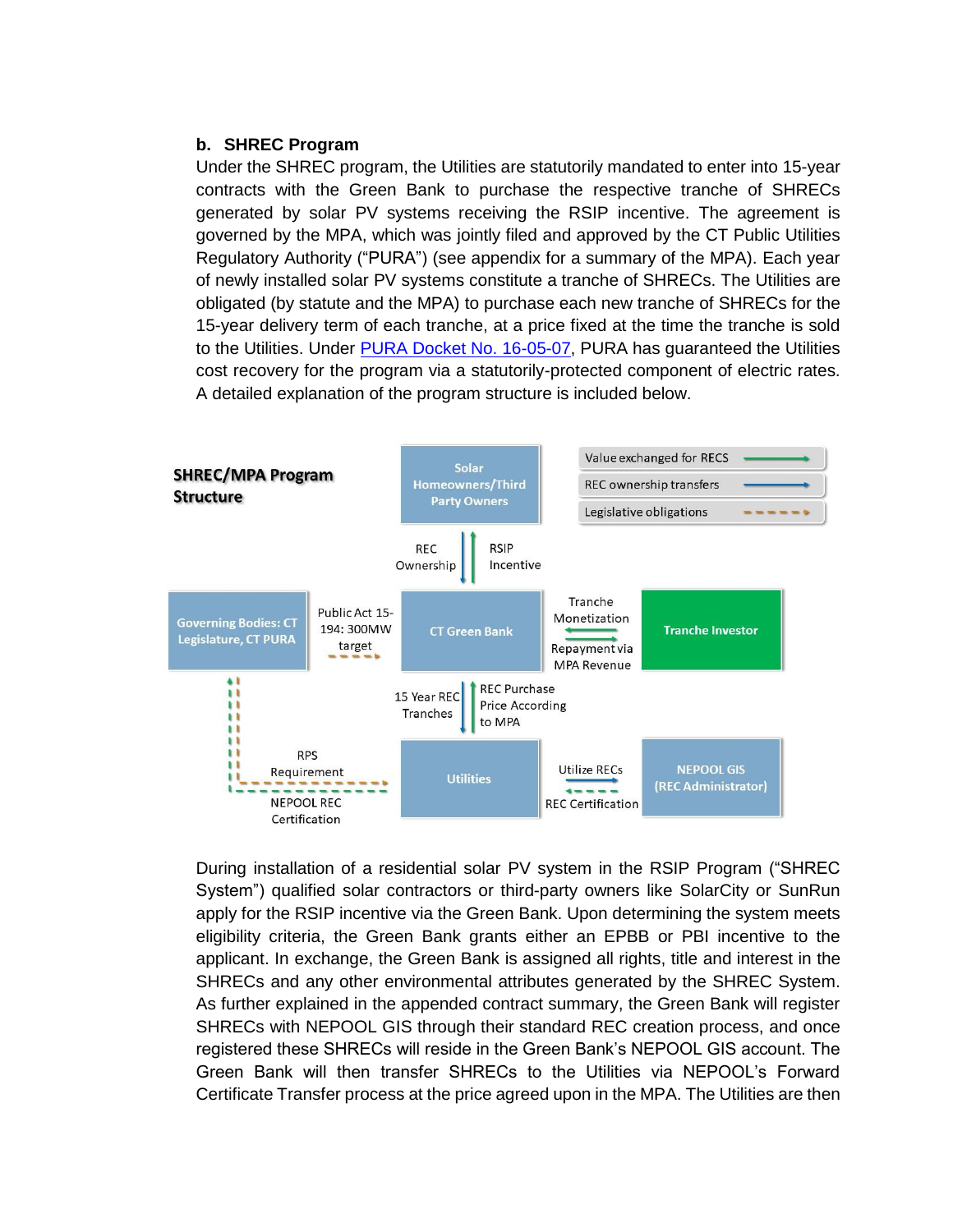## b. SHREC Program

Under the SHREC program, the Utilities are statutorily mandated to enter into 15-year contracts with the Green Bank to purchase the respective tranche of SHRECs generated by solar PV systems receiving the RSIP incentive. The agreement is governed by the MPA, which was jointly filed and approved by the CT Public Utilities Regulatory Authority ("PURA") (see appendix for a summary of the MPA). Each year of newly installed solar PV systems constitute a tranche of SHRECs. The Utilities are obligated (by statute and the MPA) to purchase each new tranche of SHRECs for the 15-year delivery term of each tranche, at a price fixed at the time the tranche is sold to the Utilities. Under [PURA Docket No. 16-05-07](), PURA has guaranteed the Utilities cost recovery for the program via a statutorily-protected component of electric rates. A detailed explanation of the program structure is included below.

**SHREC/MPA Program Structure**

Legend: Value exchanged for RECS (green arrow); REC ownership transfers (blue arrow); Legislative obligations (dashed orange arrow)

- Solar Homeowners/Third Party Owners → CT Green Bank: REC Ownership
- CT Green Bank → Solar Homeowners/Third Party Owners: RSIP Incentive
- Governing Bodies: CT Legislature, CT PURA → CT Green Bank: Public Act 15-194: 300MW target
- CT Green Bank ↔ Tranche Investor: Tranche Monetization; Repayment via MPA Revenue
- CT Green Bank → Utilities: 15 Year REC Tranches
- Utilities → CT Green Bank: REC Purchase Price According to MPA
- Governing Bodies → Utilities: RPS Requirement
- Utilities → Governing Bodies: NEPOOL REC Certification
- Utilities → NEPOOL GIS (REC Administrator): Utilize RECs
- NEPOOL GIS (REC Administrator) → Utilities: REC Certification

During installation of a residential solar PV system in the RSIP Program ("SHREC System") qualified solar contractors or third-party owners like SolarCity or SunRun apply for the RSIP incentive via the Green Bank. Upon determining the system meets eligibility criteria, the Green Bank grants either an EPBB or PBI incentive to the applicant. In exchange, the Green Bank is assigned all rights, title and interest in the SHRECs and any other environmental attributes generated by the SHREC System. As further explained in the appended contract summary, the Green Bank will register SHRECs with NEPOOL GIS through their standard REC creation process, and once registered these SHRECs will reside in the Green Bank's NEPOOL GIS account. The Green Bank will then transfer SHRECs to the Utilities via NEPOOL's Forward Certificate Transfer process at the price agreed upon in the MPA. The Utilities are then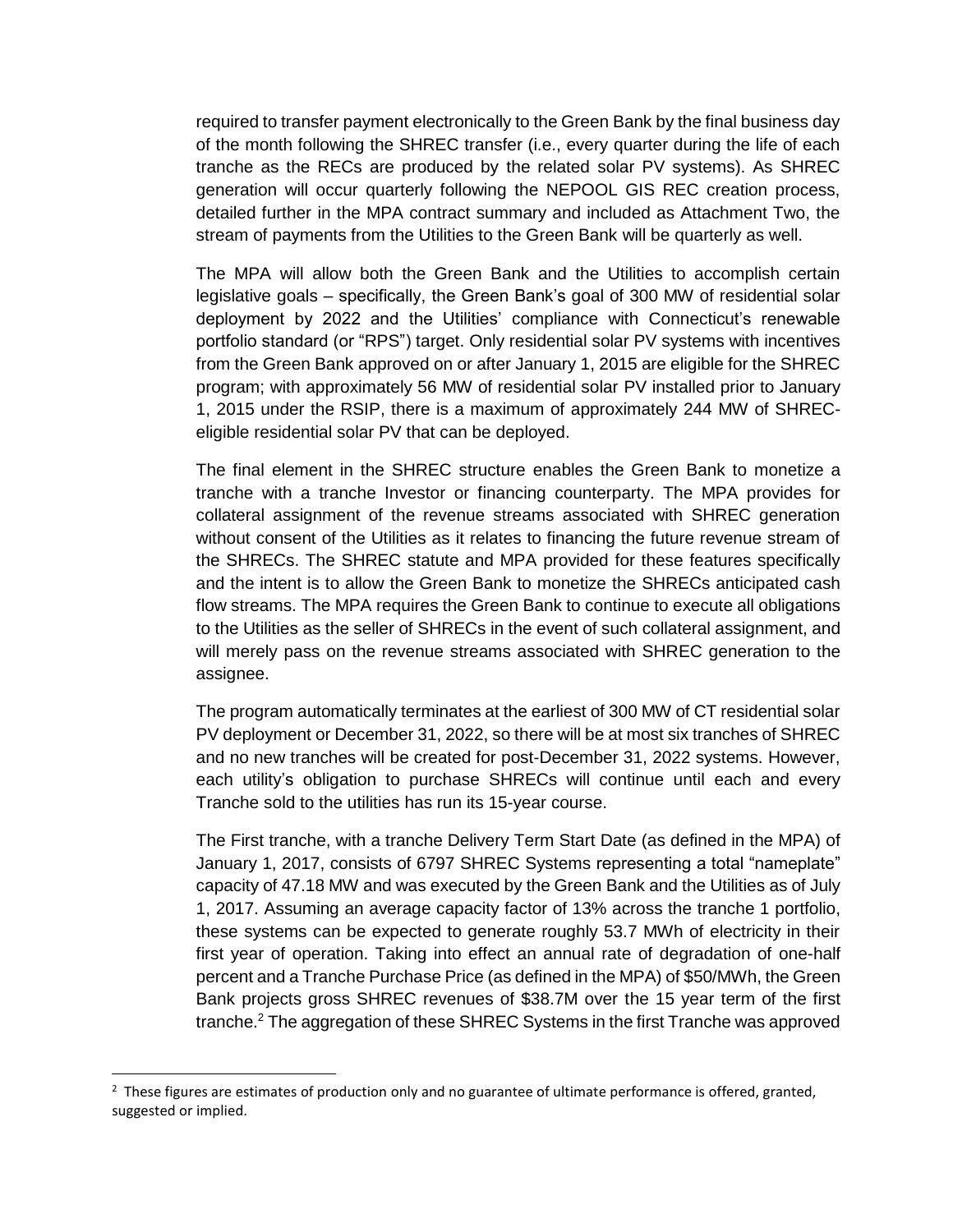required to transfer payment electronically to the Green Bank by the final business day of the month following the SHREC transfer (i.e., every quarter during the life of each tranche as the RECs are produced by the related solar PV systems). As SHREC generation will occur quarterly following the NEPOOL GIS REC creation process, detailed further in the MPA contract summary and included as Attachment Two, the stream of payments from the Utilities to the Green Bank will be quarterly as well.

The MPA will allow both the Green Bank and the Utilities to accomplish certain legislative goals – specifically, the Green Bank's goal of 300 MW of residential solar deployment by 2022 and the Utilities' compliance with Connecticut's renewable portfolio standard (or "RPS") target. Only residential solar PV systems with incentives from the Green Bank approved on or after January 1, 2015 are eligible for the SHREC program; with approximately 56 MW of residential solar PV installed prior to January 1, 2015 under the RSIP, there is a maximum of approximately 244 MW of SHREC-eligible residential solar PV that can be deployed.

The final element in the SHREC structure enables the Green Bank to monetize a tranche with a tranche Investor or financing counterparty. The MPA provides for collateral assignment of the revenue streams associated with SHREC generation without consent of the Utilities as it relates to financing the future revenue stream of the SHRECs. The SHREC statute and MPA provided for these features specifically and the intent is to allow the Green Bank to monetize the SHRECs anticipated cash flow streams. The MPA requires the Green Bank to continue to execute all obligations to the Utilities as the seller of SHRECs in the event of such collateral assignment, and will merely pass on the revenue streams associated with SHREC generation to the assignee.

The program automatically terminates at the earliest of 300 MW of CT residential solar PV deployment or December 31, 2022, so there will be at most six tranches of SHREC and no new tranches will be created for post-December 31, 2022 systems. However, each utility's obligation to purchase SHRECs will continue until each and every Tranche sold to the utilities has run its 15-year course.

The First tranche, with a tranche Delivery Term Start Date (as defined in the MPA) of January 1, 2017, consists of 6797 SHREC Systems representing a total "nameplate" capacity of 47.18 MW and was executed by the Green Bank and the Utilities as of July 1, 2017. Assuming an average capacity factor of 13% across the tranche 1 portfolio, these systems can be expected to generate roughly 53.7 MWh of electricity in their first year of operation. Taking into effect an annual rate of degradation of one-half percent and a Tranche Purchase Price (as defined in the MPA) of $50/MWh, the Green Bank projects gross SHREC revenues of $38.7M over the 15 year term of the first tranche.[2] The aggregation of these SHREC Systems in the first Tranche was approved

[2] These figures are estimates of production only and no guarantee of ultimate performance is offered, granted, suggested or implied.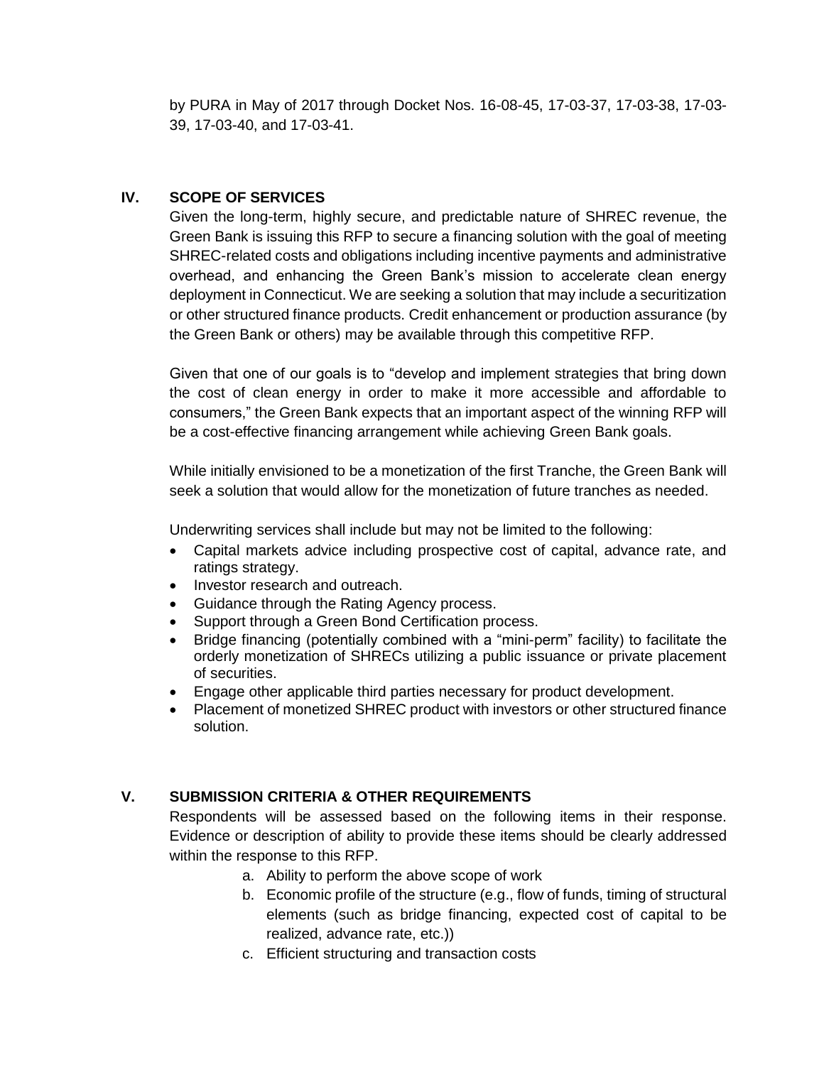by PURA in May of 2017 through Docket Nos. 16-08-45, 17-03-37, 17-03-38, 17-03-39, 17-03-40, and 17-03-41.

## IV. SCOPE OF SERVICES

Given the long-term, highly secure, and predictable nature of SHREC revenue, the Green Bank is issuing this RFP to secure a financing solution with the goal of meeting SHREC-related costs and obligations including incentive payments and administrative overhead, and enhancing the Green Bank's mission to accelerate clean energy deployment in Connecticut. We are seeking a solution that may include a securitization or other structured finance products. Credit enhancement or production assurance (by the Green Bank or others) may be available through this competitive RFP.

Given that one of our goals is to "develop and implement strategies that bring down the cost of clean energy in order to make it more accessible and affordable to consumers," the Green Bank expects that an important aspect of the winning RFP will be a cost-effective financing arrangement while achieving Green Bank goals.

While initially envisioned to be a monetization of the first Tranche, the Green Bank will seek a solution that would allow for the monetization of future tranches as needed.

Underwriting services shall include but may not be limited to the following:

- Capital markets advice including prospective cost of capital, advance rate, and ratings strategy.
- Investor research and outreach.
- Guidance through the Rating Agency process.
- Support through a Green Bond Certification process.
- Bridge financing (potentially combined with a "mini-perm" facility) to facilitate the orderly monetization of SHRECs utilizing a public issuance or private placement of securities.
- Engage other applicable third parties necessary for product development.
- Placement of monetized SHREC product with investors or other structured finance solution.

## V. SUBMISSION CRITERIA & OTHER REQUIREMENTS

Respondents will be assessed based on the following items in their response. Evidence or description of ability to provide these items should be clearly addressed within the response to this RFP.

a. Ability to perform the above scope of work
b. Economic profile of the structure (e.g., flow of funds, timing of structural elements (such as bridge financing, expected cost of capital to be realized, advance rate, etc.))
c. Efficient structuring and transaction costs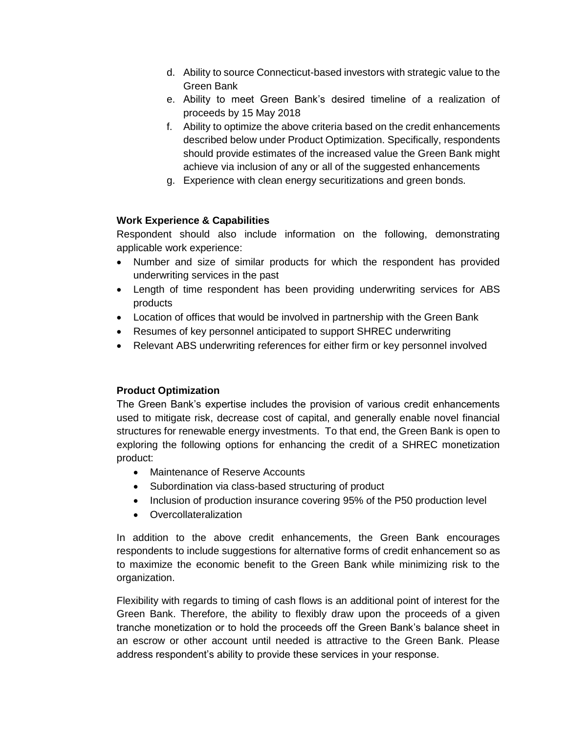d. Ability to source Connecticut-based investors with strategic value to the Green Bank
e. Ability to meet Green Bank's desired timeline of a realization of proceeds by 15 May 2018
f. Ability to optimize the above criteria based on the credit enhancements described below under Product Optimization. Specifically, respondents should provide estimates of the increased value the Green Bank might achieve via inclusion of any or all of the suggested enhancements
g. Experience with clean energy securitizations and green bonds.

**Work Experience & Capabilities**

Respondent should also include information on the following, demonstrating applicable work experience:

- Number and size of similar products for which the respondent has provided underwriting services in the past
- Length of time respondent has been providing underwriting services for ABS products
- Location of offices that would be involved in partnership with the Green Bank
- Resumes of key personnel anticipated to support SHREC underwriting
- Relevant ABS underwriting references for either firm or key personnel involved

**Product Optimization**

The Green Bank's expertise includes the provision of various credit enhancements used to mitigate risk, decrease cost of capital, and generally enable novel financial structures for renewable energy investments. To that end, the Green Bank is open to exploring the following options for enhancing the credit of a SHREC monetization product:

- Maintenance of Reserve Accounts
- Subordination via class-based structuring of product
- Inclusion of production insurance covering 95% of the P50 production level
- Overcollateralization

In addition to the above credit enhancements, the Green Bank encourages respondents to include suggestions for alternative forms of credit enhancement so as to maximize the economic benefit to the Green Bank while minimizing risk to the organization.

Flexibility with regards to timing of cash flows is an additional point of interest for the Green Bank. Therefore, the ability to flexibly draw upon the proceeds of a given tranche monetization or to hold the proceeds off the Green Bank's balance sheet in an escrow or other account until needed is attractive to the Green Bank. Please address respondent's ability to provide these services in your response.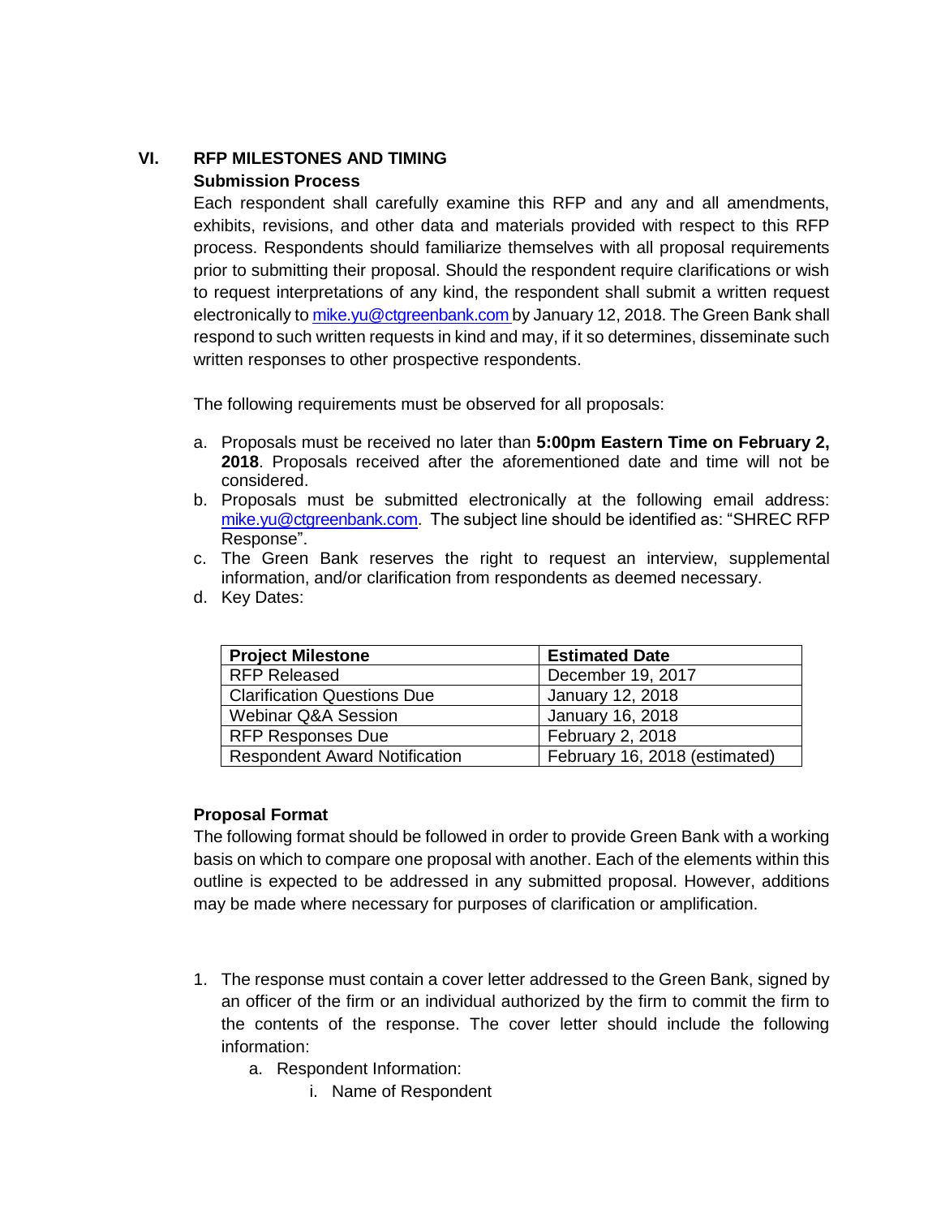## VI. RFP MILESTONES AND TIMING

### Submission Process

Each respondent shall carefully examine this RFP and any and all amendments, exhibits, revisions, and other data and materials provided with respect to this RFP process. Respondents should familiarize themselves with all proposal requirements prior to submitting their proposal. Should the respondent require clarifications or wish to request interpretations of any kind, the respondent shall submit a written request electronically to mike.yu@ctgreenbank.com by January 12, 2018. The Green Bank shall respond to such written requests in kind and may, if it so determines, disseminate such written responses to other prospective respondents.

The following requirements must be observed for all proposals:

a. Proposals must be received no later than **5:00pm Eastern Time on February 2, 2018**. Proposals received after the aforementioned date and time will not be considered.
b. Proposals must be submitted electronically at the following email address: mike.yu@ctgreenbank.com. The subject line should be identified as: "SHREC RFP Response".
c. The Green Bank reserves the right to request an interview, supplemental information, and/or clarification from respondents as deemed necessary.
d. Key Dates:

| **Project Milestone** | **Estimated Date** |
|---|---|
| RFP Released | December 19, 2017 |
| Clarification Questions Due | January 12, 2018 |
| Webinar Q&A Session | January 16, 2018 |
| RFP Responses Due | February 2, 2018 |
| Respondent Award Notification | February 16, 2018 (estimated) |

### Proposal Format

The following format should be followed in order to provide Green Bank with a working basis on which to compare one proposal with another. Each of the elements within this outline is expected to be addressed in any submitted proposal. However, additions may be made where necessary for purposes of clarification or amplification.

1. The response must contain a cover letter addressed to the Green Bank, signed by an officer of the firm or an individual authorized by the firm to commit the firm to the contents of the response. The cover letter should include the following information:
   a. Respondent Information:
      i. Name of Respondent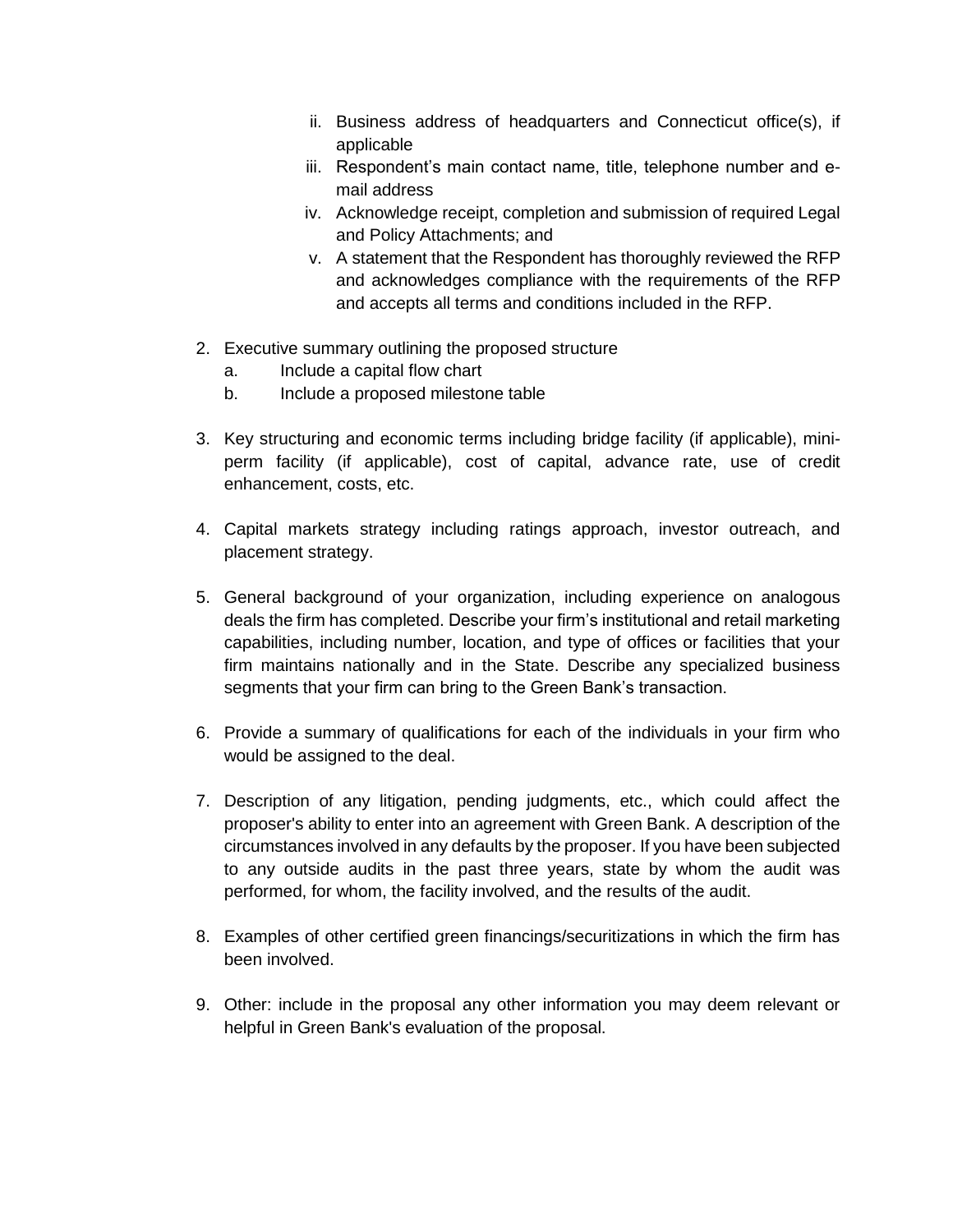ii. Business address of headquarters and Connecticut office(s), if applicable
   iii. Respondent's main contact name, title, telephone number and e-mail address
   iv. Acknowledge receipt, completion and submission of required Legal and Policy Attachments; and
   v. A statement that the Respondent has thoroughly reviewed the RFP and acknowledges compliance with the requirements of the RFP and accepts all terms and conditions included in the RFP.

2. Executive summary outlining the proposed structure
   a. Include a capital flow chart
   b. Include a proposed milestone table

3. Key structuring and economic terms including bridge facility (if applicable), mini-perm facility (if applicable), cost of capital, advance rate, use of credit enhancement, costs, etc.

4. Capital markets strategy including ratings approach, investor outreach, and placement strategy.

5. General background of your organization, including experience on analogous deals the firm has completed. Describe your firm's institutional and retail marketing capabilities, including number, location, and type of offices or facilities that your firm maintains nationally and in the State. Describe any specialized business segments that your firm can bring to the Green Bank's transaction.

6. Provide a summary of qualifications for each of the individuals in your firm who would be assigned to the deal.

7. Description of any litigation, pending judgments, etc., which could affect the proposer's ability to enter into an agreement with Green Bank. A description of the circumstances involved in any defaults by the proposer. If you have been subjected to any outside audits in the past three years, state by whom the audit was performed, for whom, the facility involved, and the results of the audit.

8. Examples of other certified green financings/securitizations in which the firm has been involved.

9. Other: include in the proposal any other information you may deem relevant or helpful in Green Bank's evaluation of the proposal.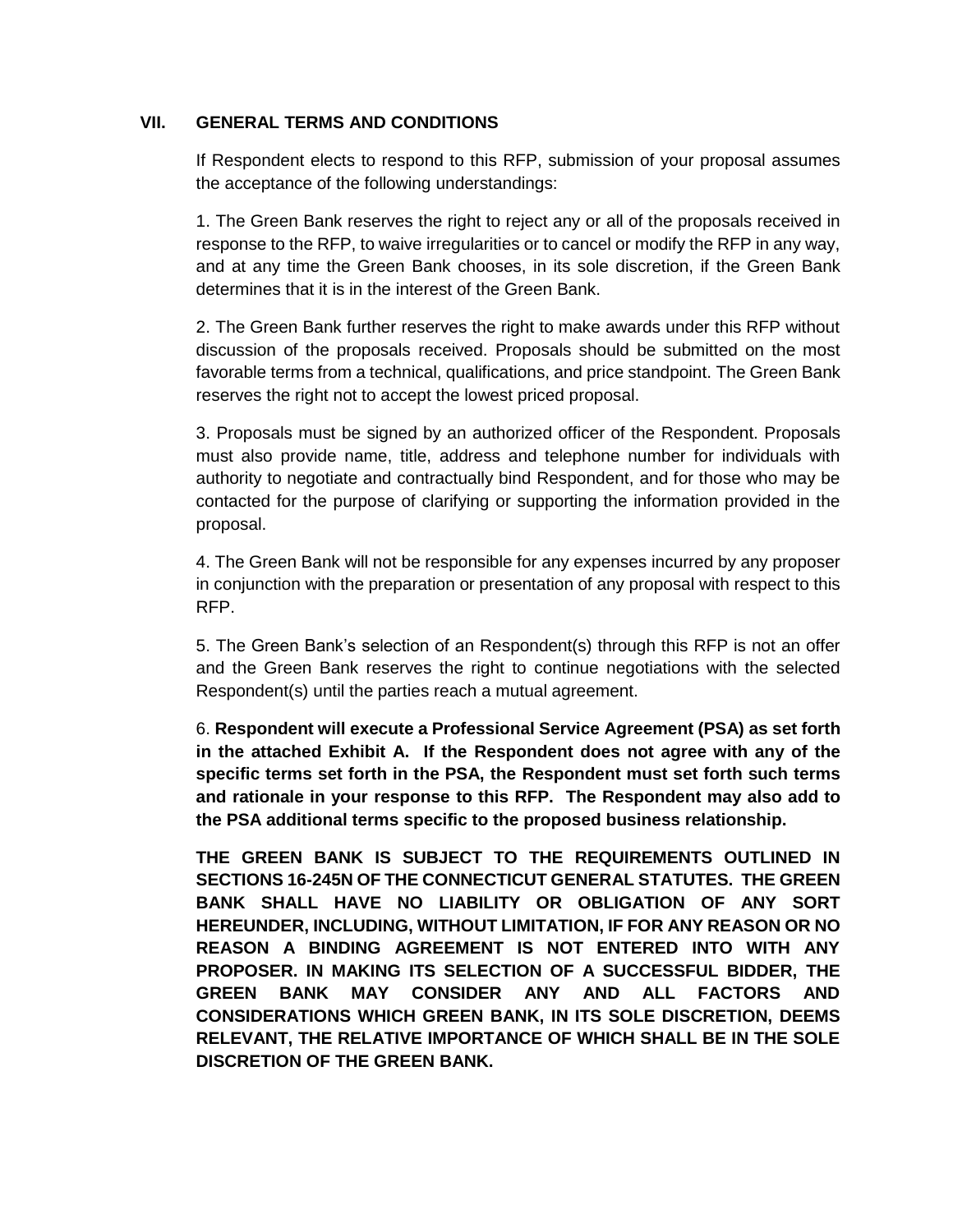## VII. GENERAL TERMS AND CONDITIONS

If Respondent elects to respond to this RFP, submission of your proposal assumes the acceptance of the following understandings:

1. The Green Bank reserves the right to reject any or all of the proposals received in response to the RFP, to waive irregularities or to cancel or modify the RFP in any way, and at any time the Green Bank chooses, in its sole discretion, if the Green Bank determines that it is in the interest of the Green Bank.

2. The Green Bank further reserves the right to make awards under this RFP without discussion of the proposals received. Proposals should be submitted on the most favorable terms from a technical, qualifications, and price standpoint. The Green Bank reserves the right not to accept the lowest priced proposal.

3. Proposals must be signed by an authorized officer of the Respondent. Proposals must also provide name, title, address and telephone number for individuals with authority to negotiate and contractually bind Respondent, and for those who may be contacted for the purpose of clarifying or supporting the information provided in the proposal.

4. The Green Bank will not be responsible for any expenses incurred by any proposer in conjunction with the preparation or presentation of any proposal with respect to this RFP.

5. The Green Bank's selection of an Respondent(s) through this RFP is not an offer and the Green Bank reserves the right to continue negotiations with the selected Respondent(s) until the parties reach a mutual agreement.

6. **Respondent will execute a Professional Service Agreement (PSA) as set forth in the attached Exhibit A. If the Respondent does not agree with any of the specific terms set forth in the PSA, the Respondent must set forth such terms and rationale in your response to this RFP. The Respondent may also add to the PSA additional terms specific to the proposed business relationship.**

**THE GREEN BANK IS SUBJECT TO THE REQUIREMENTS OUTLINED IN SECTIONS 16-245N OF THE CONNECTICUT GENERAL STATUTES. THE GREEN BANK SHALL HAVE NO LIABILITY OR OBLIGATION OF ANY SORT HEREUNDER, INCLUDING, WITHOUT LIMITATION, IF FOR ANY REASON OR NO REASON A BINDING AGREEMENT IS NOT ENTERED INTO WITH ANY PROPOSER. IN MAKING ITS SELECTION OF A SUCCESSFUL BIDDER, THE GREEN BANK MAY CONSIDER ANY AND ALL FACTORS AND CONSIDERATIONS WHICH GREEN BANK, IN ITS SOLE DISCRETION, DEEMS RELEVANT, THE RELATIVE IMPORTANCE OF WHICH SHALL BE IN THE SOLE DISCRETION OF THE GREEN BANK.**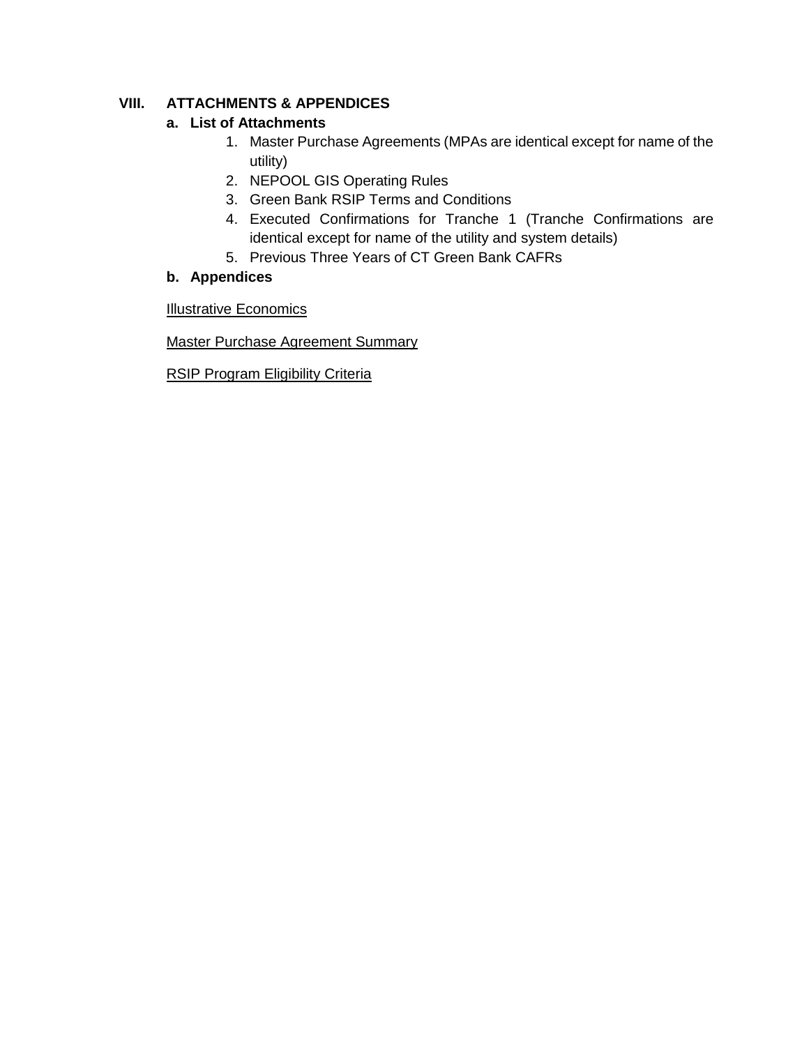# VIII. ATTACHMENTS & APPENDICES

## a. List of Attachments

1. Master Purchase Agreements (MPAs are identical except for name of the utility)
2. NEPOOL GIS Operating Rules
3. Green Bank RSIP Terms and Conditions
4. Executed Confirmations for Tranche 1 (Tranche Confirmations are identical except for name of the utility and system details)
5. Previous Three Years of CT Green Bank CAFRs

## b. Appendices

<u>Illustrative Economics</u>

<u>Master Purchase Agreement Summary</u>

<u>RSIP Program Eligibility Criteria</u>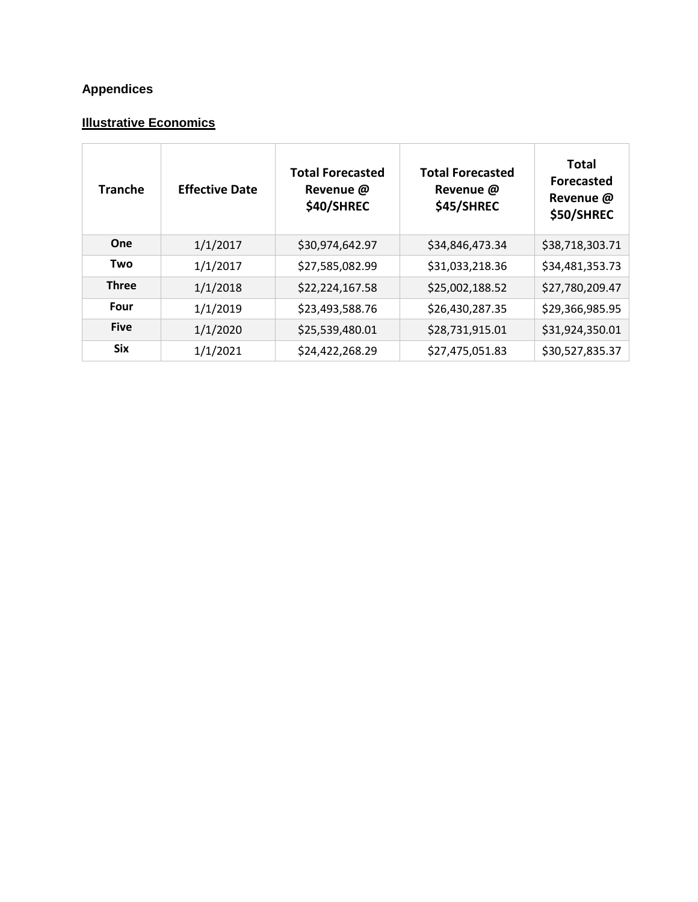## Appendices

### Illustrative Economics

| Tranche | Effective Date | Total Forecasted Revenue @ $40/SHREC | Total Forecasted Revenue @ $45/SHREC | Total Forecasted Revenue @ $50/SHREC |
|---|---|---|---|---|
| **One** | 1/1/2017 | $30,974,642.97 | $34,846,473.34 | $38,718,303.71 |
| **Two** | 1/1/2017 | $27,585,082.99 | $31,033,218.36 | $34,481,353.73 |
| **Three** | 1/1/2018 | $22,224,167.58 | $25,002,188.52 | $27,780,209.47 |
| **Four** | 1/1/2019 | $23,493,588.76 | $26,430,287.35 | $29,366,985.95 |
| **Five** | 1/1/2020 | $25,539,480.01 | $28,731,915.01 | $31,924,350.01 |
| **Six** | 1/1/2021 | $24,422,268.29 | $27,475,051.83 | $30,527,835.37 |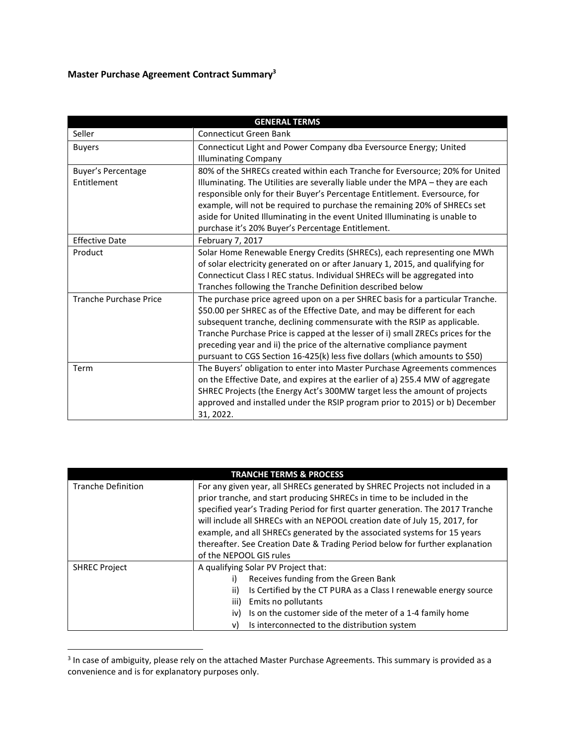## Master Purchase Agreement Contract Summary[3]

| GENERAL TERMS | |
|---|---|
| Seller | Connecticut Green Bank |
| Buyers | Connecticut Light and Power Company dba Eversource Energy; United Illuminating Company |
| Buyer's Percentage Entitlement | 80% of the SHRECs created within each Tranche for Eversource; 20% for United Illuminating. The Utilities are severally liable under the MPA – they are each responsible only for their Buyer's Percentage Entitlement. Eversource, for example, will not be required to purchase the remaining 20% of SHRECs set aside for United Illuminating in the event United Illuminating is unable to purchase it's 20% Buyer's Percentage Entitlement. |
| Effective Date | February 7, 2017 |
| Product | Solar Home Renewable Energy Credits (SHRECs), each representing one MWh of solar electricity generated on or after January 1, 2015, and qualifying for Connecticut Class I REC status. Individual SHRECs will be aggregated into Tranches following the Tranche Definition described below |
| Tranche Purchase Price | The purchase price agreed upon on a per SHREC basis for a particular Tranche. \$50.00 per SHREC as of the Effective Date, and may be different for each subsequent tranche, declining commensurate with the RSIP as applicable. Tranche Purchase Price is capped at the lesser of i) small ZRECs prices for the preceding year and ii) the price of the alternative compliance payment pursuant to CGS Section 16-425(k) less five dollars (which amounts to \$50) |
| Term | The Buyers' obligation to enter into Master Purchase Agreements commences on the Effective Date, and expires at the earlier of a) 255.4 MW of aggregate SHREC Projects (the Energy Act's 300MW target less the amount of projects approved and installed under the RSIP program prior to 2015) or b) December 31, 2022. |

| TRANCHE TERMS & PROCESS | |
|---|---|
| Tranche Definition | For any given year, all SHRECs generated by SHREC Projects not included in a prior tranche, and start producing SHRECs in time to be included in the specified year's Trading Period for first quarter generation. The 2017 Tranche will include all SHRECs with an NEPOOL creation date of July 15, 2017, for example, and all SHRECs generated by the associated systems for 15 years thereafter. See Creation Date & Trading Period below for further explanation of the NEPOOL GIS rules |
| SHREC Project | A qualifying Solar PV Project that:<br>i) Receives funding from the Green Bank<br>ii) Is Certified by the CT PURA as a Class I renewable energy source<br>iii) Emits no pollutants<br>iv) Is on the customer side of the meter of a 1-4 family home<br>v) Is interconnected to the distribution system |

[3] In case of ambiguity, please rely on the attached Master Purchase Agreements. This summary is provided as a convenience and is for explanatory purposes only.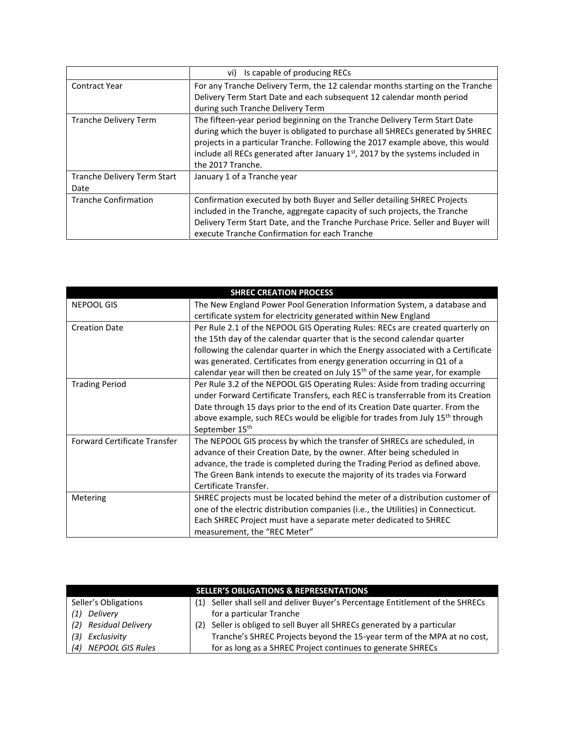| | |
|---|---|
| | vi) Is capable of producing RECs |
| Contract Year | For any Tranche Delivery Term, the 12 calendar months starting on the Tranche Delivery Term Start Date and each subsequent 12 calendar month period during such Tranche Delivery Term |
| Tranche Delivery Term | The fifteen-year period beginning on the Tranche Delivery Term Start Date during which the buyer is obligated to purchase all SHRECs generated by SHREC projects in a particular Tranche. Following the 2017 example above, this would include all RECs generated after January 1st, 2017 by the systems included in the 2017 Tranche. |
| Tranche Delivery Term Start Date | January 1 of a Tranche year |
| Tranche Confirmation | Confirmation executed by both Buyer and Seller detailing SHREC Projects included in the Tranche, aggregate capacity of such projects, the Tranche Delivery Term Start Date, and the Tranche Purchase Price. Seller and Buyer will execute Tranche Confirmation for each Tranche |

| **SHREC CREATION PROCESS** | |
|---|---|
| NEPOOL GIS | The New England Power Pool Generation Information System, a database and certificate system for electricity generated within New England |
| Creation Date | Per Rule 2.1 of the NEPOOL GIS Operating Rules: RECs are created quarterly on the 15th day of the calendar quarter that is the second calendar quarter following the calendar quarter in which the Energy associated with a Certificate was generated. Certificates from energy generation occurring in Q1 of a calendar year will then be created on July 15th of the same year, for example |
| Trading Period | Per Rule 3.2 of the NEPOOL GIS Operating Rules: Aside from trading occurring under Forward Certificate Transfers, each REC is transferrable from its Creation Date through 15 days prior to the end of its Creation Date quarter. From the above example, such RECs would be eligible for trades from July 15th through September 15th |
| Forward Certificate Transfer | The NEPOOL GIS process by which the transfer of SHRECs are scheduled, in advance of their Creation Date, by the owner. After being scheduled in advance, the trade is completed during the Trading Period as defined above. The Green Bank intends to execute the majority of its trades via Forward Certificate Transfer. |
| Metering | SHREC projects must be located behind the meter of a distribution customer of one of the electric distribution companies (i.e., the Utilities) in Connecticut. Each SHREC Project must have a separate meter dedicated to SHREC measurement, the "REC Meter" |

| **SELLER'S OBLIGATIONS & REPRESENTATIONS** | |
|---|---|
| Seller's Obligations<br>*(1) Delivery*<br>*(2) Residual Delivery*<br>*(3) Exclusivity*<br>*(4) NEPOOL GIS Rules* | (1) Seller shall sell and deliver Buyer's Percentage Entitlement of the SHRECs for a particular Tranche<br>(2) Seller is obliged to sell Buyer all SHRECs generated by a particular Tranche's SHREC Projects beyond the 15-year term of the MPA at no cost, for as long as a SHREC Project continues to generate SHRECs |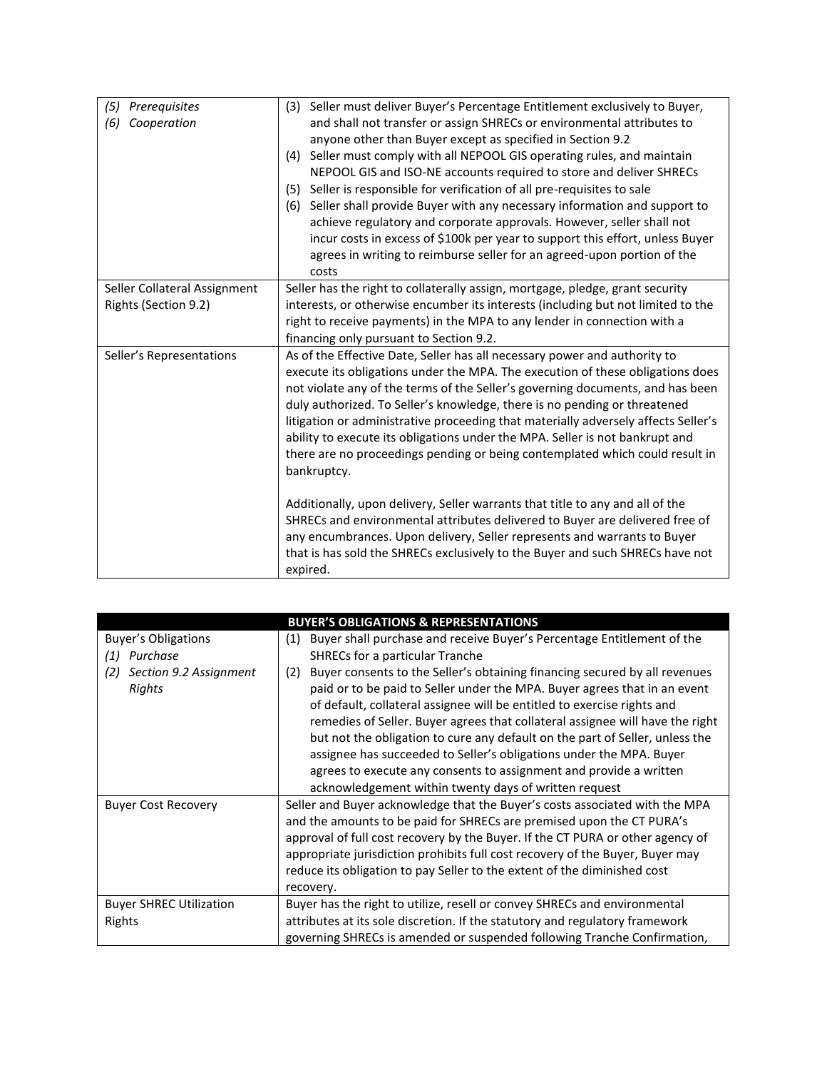| | |
|---|---|
| *(5) Prerequisites*<br>*(6) Cooperation* | (3) Seller must deliver Buyer's Percentage Entitlement exclusively to Buyer, and shall not transfer or assign SHRECs or environmental attributes to anyone other than Buyer except as specified in Section 9.2<br>(4) Seller must comply with all NEPOOL GIS operating rules, and maintain NEPOOL GIS and ISO-NE accounts required to store and deliver SHRECs<br>(5) Seller is responsible for verification of all pre-requisites to sale<br>(6) Seller shall provide Buyer with any necessary information and support to achieve regulatory and corporate approvals. However, seller shall not incur costs in excess of $100k per year to support this effort, unless Buyer agrees in writing to reimburse seller for an agreed-upon portion of the costs |
| Seller Collateral Assignment Rights (Section 9.2) | Seller has the right to collaterally assign, mortgage, pledge, grant security interests, or otherwise encumber its interests (including but not limited to the right to receive payments) in the MPA to any lender in connection with a financing only pursuant to Section 9.2. |
| Seller's Representations | As of the Effective Date, Seller has all necessary power and authority to execute its obligations under the MPA. The execution of these obligations does not violate any of the terms of the Seller's governing documents, and has been duly authorized. To Seller's knowledge, there is no pending or threatened litigation or administrative proceeding that materially adversely affects Seller's ability to execute its obligations under the MPA. Seller is not bankrupt and there are no proceedings pending or being contemplated which could result in bankruptcy.<br><br>Additionally, upon delivery, Seller warrants that title to any and all of the SHRECs and environmental attributes delivered to Buyer are delivered free of any encumbrances. Upon delivery, Seller represents and warrants to Buyer that is has sold the SHRECs exclusively to the Buyer and such SHRECs have not expired. |

| **BUYER'S OBLIGATIONS & REPRESENTATIONS** | |
|---|---|
| Buyer's Obligations<br>*(1) Purchase*<br>*(2) Section 9.2 Assignment Rights* | (1) Buyer shall purchase and receive Buyer's Percentage Entitlement of the SHRECs for a particular Tranche<br>(2) Buyer consents to the Seller's obtaining financing secured by all revenues paid or to be paid to Seller under the MPA. Buyer agrees that in an event of default, collateral assignee will be entitled to exercise rights and remedies of Seller. Buyer agrees that collateral assignee will have the right but not the obligation to cure any default on the part of Seller, unless the assignee has succeeded to Seller's obligations under the MPA. Buyer agrees to execute any consents to assignment and provide a written acknowledgement within twenty days of written request |
| Buyer Cost Recovery | Seller and Buyer acknowledge that the Buyer's costs associated with the MPA and the amounts to be paid for SHRECs are premised upon the CT PURA's approval of full cost recovery by the Buyer. If the CT PURA or other agency of appropriate jurisdiction prohibits full cost recovery of the Buyer, Buyer may reduce its obligation to pay Seller to the extent of the diminished cost recovery. |
| Buyer SHREC Utilization Rights | Buyer has the right to utilize, resell or convey SHRECs and environmental attributes at its sole discretion. If the statutory and regulatory framework governing SHRECs is amended or suspended following Tranche Confirmation, |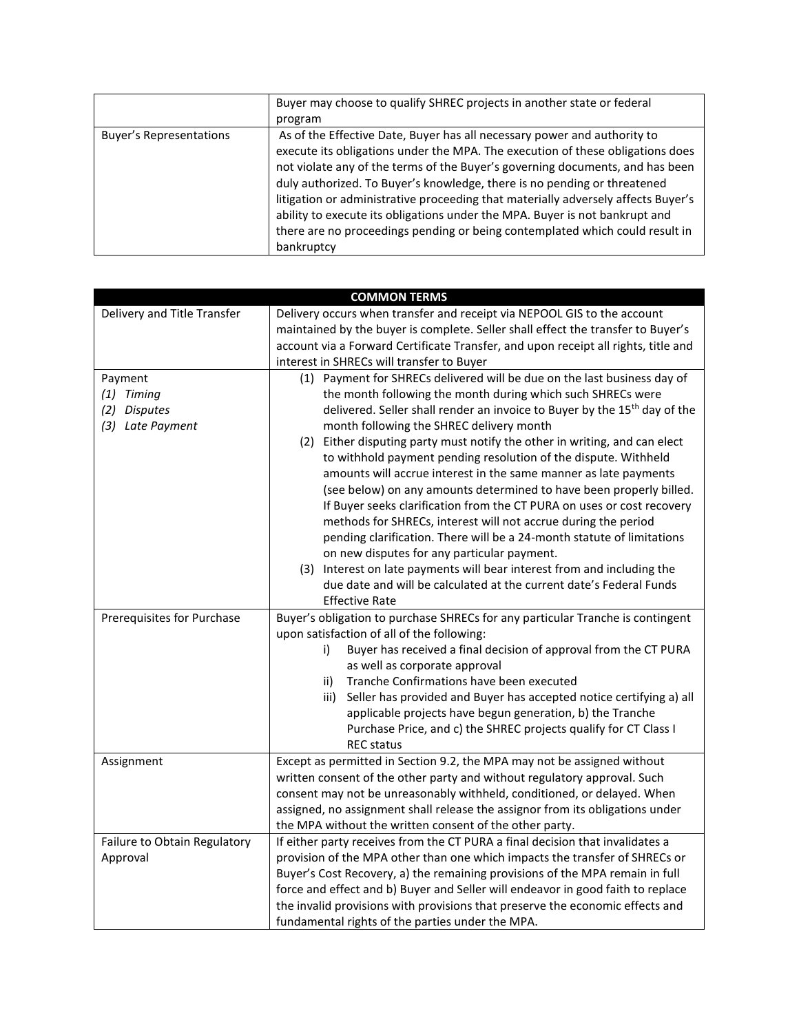| | |
|---|---|
| | Buyer may choose to qualify SHREC projects in another state or federal program |
| Buyer's Representations | As of the Effective Date, Buyer has all necessary power and authority to execute its obligations under the MPA. The execution of these obligations does not violate any of the terms of the Buyer's governing documents, and has been duly authorized. To Buyer's knowledge, there is no pending or threatened litigation or administrative proceeding that materially adversely affects Buyer's ability to execute its obligations under the MPA. Buyer is not bankrupt and there are no proceedings pending or being contemplated which could result in bankruptcy |

| **COMMON TERMS** | |
|---|---|
| Delivery and Title Transfer | Delivery occurs when transfer and receipt via NEPOOL GIS to the account maintained by the buyer is complete. Seller shall effect the transfer to Buyer's account via a Forward Certificate Transfer, and upon receipt all rights, title and interest in SHRECs will transfer to Buyer |
| Payment<br>*(1) Timing*<br>*(2) Disputes*<br>*(3) Late Payment* | (1) Payment for SHRECs delivered will be due on the last business day of the month following the month during which such SHRECs were delivered. Seller shall render an invoice to Buyer by the 15th day of the month following the SHREC delivery month<br>(2) Either disputing party must notify the other in writing, and can elect to withhold payment pending resolution of the dispute. Withheld amounts will accrue interest in the same manner as late payments (see below) on any amounts determined to have been properly billed. If Buyer seeks clarification from the CT PURA on uses or cost recovery methods for SHRECs, interest will not accrue during the period pending clarification. There will be a 24-month statute of limitations on new disputes for any particular payment.<br>(3) Interest on late payments will bear interest from and including the due date and will be calculated at the current date's Federal Funds Effective Rate |
| Prerequisites for Purchase | Buyer's obligation to purchase SHRECs for any particular Tranche is contingent upon satisfaction of all of the following:<br>i) Buyer has received a final decision of approval from the CT PURA as well as corporate approval<br>ii) Tranche Confirmations have been executed<br>iii) Seller has provided and Buyer has accepted notice certifying a) all applicable projects have begun generation, b) the Tranche Purchase Price, and c) the SHREC projects qualify for CT Class I REC status |
| Assignment | Except as permitted in Section 9.2, the MPA may not be assigned without written consent of the other party and without regulatory approval. Such consent may not be unreasonably withheld, conditioned, or delayed. When assigned, no assignment shall release the assignor from its obligations under the MPA without the written consent of the other party. |
| Failure to Obtain Regulatory Approval | If either party receives from the CT PURA a final decision that invalidates a provision of the MPA other than one which impacts the transfer of SHRECs or Buyer's Cost Recovery, a) the remaining provisions of the MPA remain in full force and effect and b) Buyer and Seller will endeavor in good faith to replace the invalid provisions with provisions that preserve the economic effects and fundamental rights of the parties under the MPA. |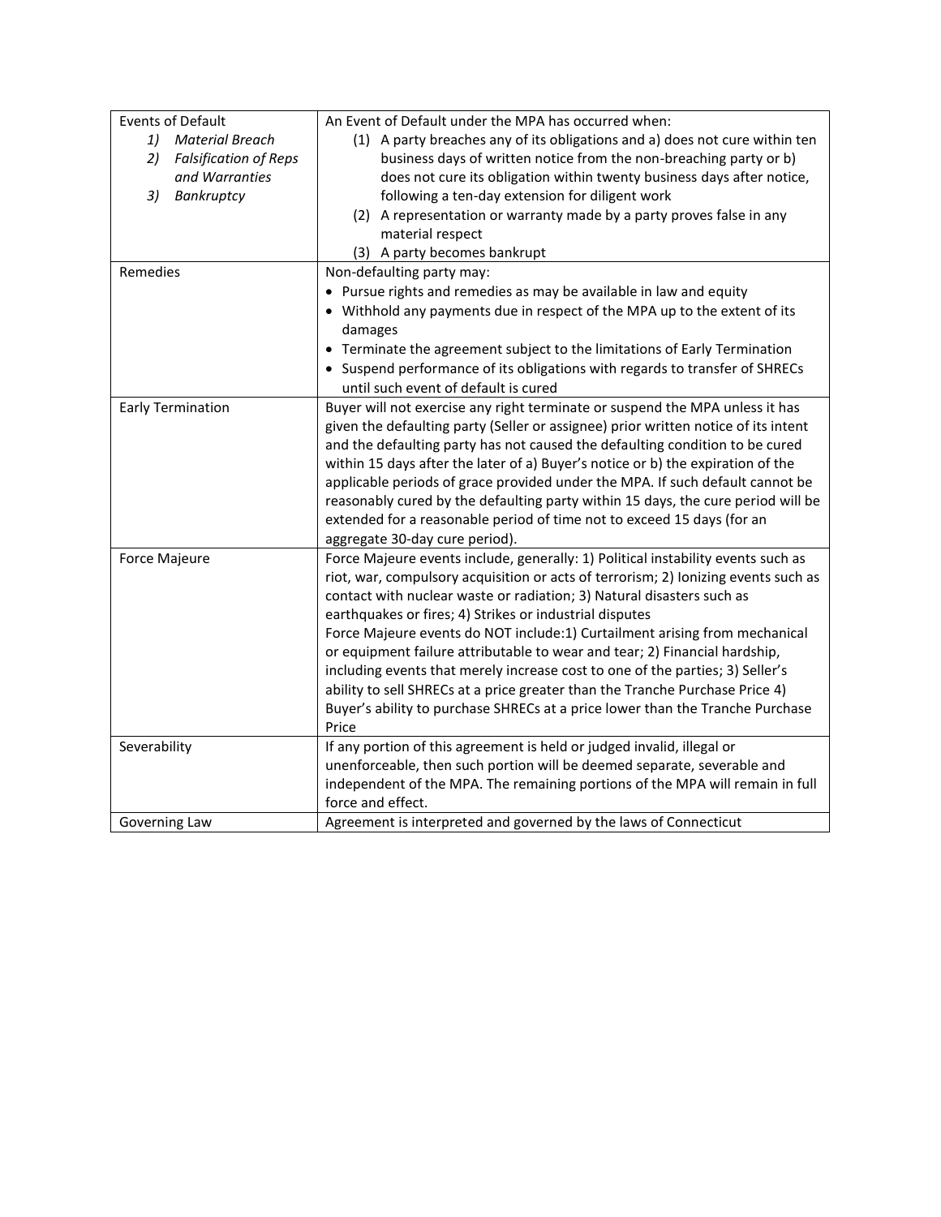| | |
|---|---|
| Events of Default<br>1) *Material Breach*<br>2) *Falsification of Reps and Warranties*<br>3) *Bankruptcy* | An Event of Default under the MPA has occurred when:<br>(1) A party breaches any of its obligations and a) does not cure within ten business days of written notice from the non-breaching party or b) does not cure its obligation within twenty business days after notice, following a ten-day extension for diligent work<br>(2) A representation or warranty made by a party proves false in any material respect<br>(3) A party becomes bankrupt |
| Remedies | Non-defaulting party may:<br>• Pursue rights and remedies as may be available in law and equity<br>• Withhold any payments due in respect of the MPA up to the extent of its damages<br>• Terminate the agreement subject to the limitations of Early Termination<br>• Suspend performance of its obligations with regards to transfer of SHRECs until such event of default is cured |
| Early Termination | Buyer will not exercise any right terminate or suspend the MPA unless it has given the defaulting party (Seller or assignee) prior written notice of its intent and the defaulting party has not caused the defaulting condition to be cured within 15 days after the later of a) Buyer's notice or b) the expiration of the applicable periods of grace provided under the MPA. If such default cannot be reasonably cured by the defaulting party within 15 days, the cure period will be extended for a reasonable period of time not to exceed 15 days (for an aggregate 30-day cure period). |
| Force Majeure | Force Majeure events include, generally: 1) Political instability events such as riot, war, compulsory acquisition or acts of terrorism; 2) Ionizing events such as contact with nuclear waste or radiation; 3) Natural disasters such as earthquakes or fires; 4) Strikes or industrial disputes<br>Force Majeure events do NOT include:1) Curtailment arising from mechanical or equipment failure attributable to wear and tear; 2) Financial hardship, including events that merely increase cost to one of the parties; 3) Seller's ability to sell SHRECs at a price greater than the Tranche Purchase Price 4) Buyer's ability to purchase SHRECs at a price lower than the Tranche Purchase Price |
| Severability | If any portion of this agreement is held or judged invalid, illegal or unenforceable, then such portion will be deemed separate, severable and independent of the MPA. The remaining portions of the MPA will remain in full force and effect. |
| Governing Law | Agreement is interpreted and governed by the laws of Connecticut |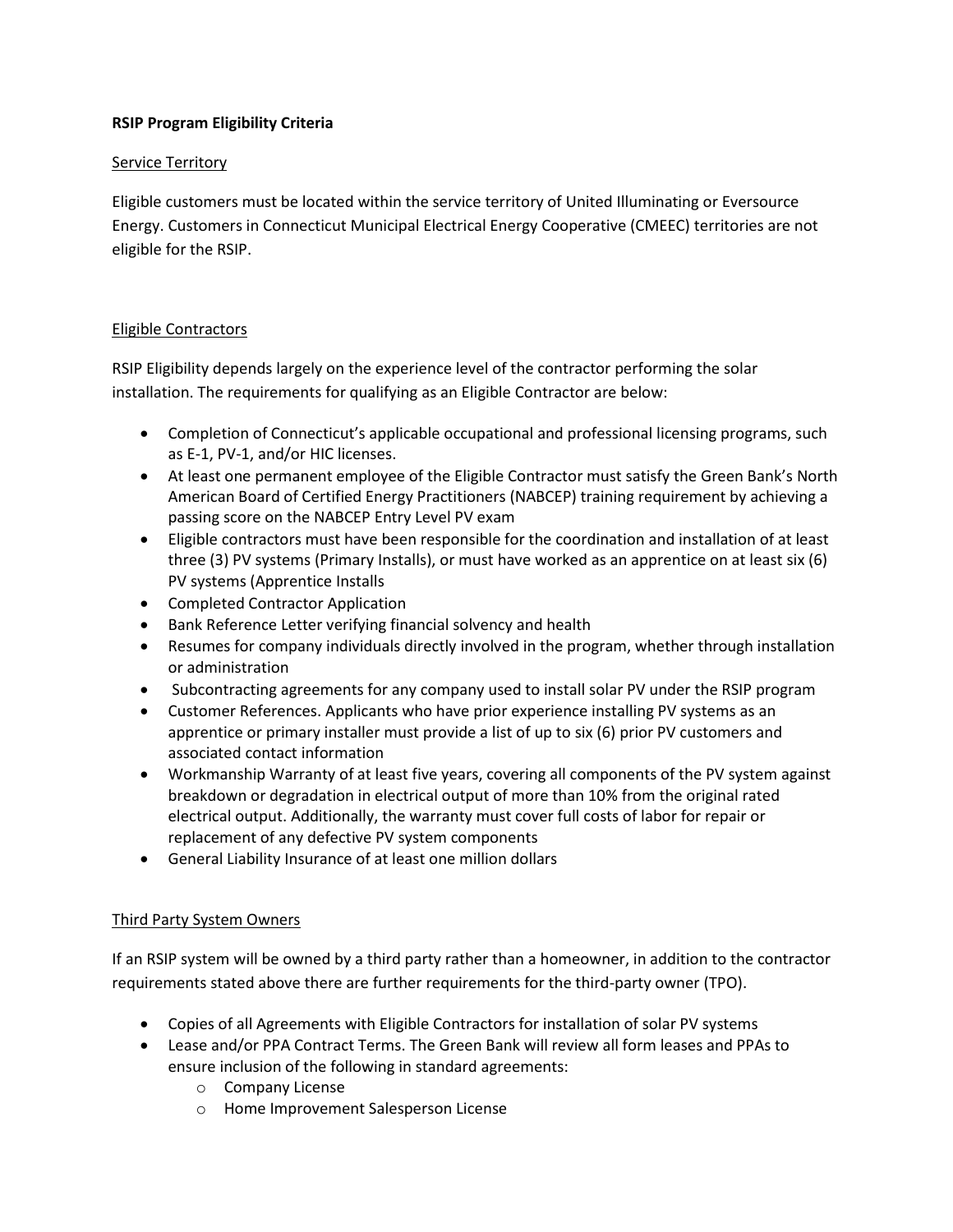**RSIP Program Eligibility Criteria**

Service Territory

Eligible customers must be located within the service territory of United Illuminating or Eversource Energy. Customers in Connecticut Municipal Electrical Energy Cooperative (CMEEC) territories are not eligible for the RSIP.

Eligible Contractors

RSIP Eligibility depends largely on the experience level of the contractor performing the solar installation. The requirements for qualifying as an Eligible Contractor are below:

- Completion of Connecticut's applicable occupational and professional licensing programs, such as E-1, PV-1, and/or HIC licenses.
- At least one permanent employee of the Eligible Contractor must satisfy the Green Bank's North American Board of Certified Energy Practitioners (NABCEP) training requirement by achieving a passing score on the NABCEP Entry Level PV exam
- Eligible contractors must have been responsible for the coordination and installation of at least three (3) PV systems (Primary Installs), or must have worked as an apprentice on at least six (6) PV systems (Apprentice Installs
- Completed Contractor Application
- Bank Reference Letter verifying financial solvency and health
- Resumes for company individuals directly involved in the program, whether through installation or administration
- Subcontracting agreements for any company used to install solar PV under the RSIP program
- Customer References. Applicants who have prior experience installing PV systems as an apprentice or primary installer must provide a list of up to six (6) prior PV customers and associated contact information
- Workmanship Warranty of at least five years, covering all components of the PV system against breakdown or degradation in electrical output of more than 10% from the original rated electrical output. Additionally, the warranty must cover full costs of labor for repair or replacement of any defective PV system components
- General Liability Insurance of at least one million dollars

Third Party System Owners

If an RSIP system will be owned by a third party rather than a homeowner, in addition to the contractor requirements stated above there are further requirements for the third-party owner (TPO).

- Copies of all Agreements with Eligible Contractors for installation of solar PV systems
- Lease and/or PPA Contract Terms. The Green Bank will review all form leases and PPAs to ensure inclusion of the following in standard agreements:
  - Company License
  - Home Improvement Salesperson License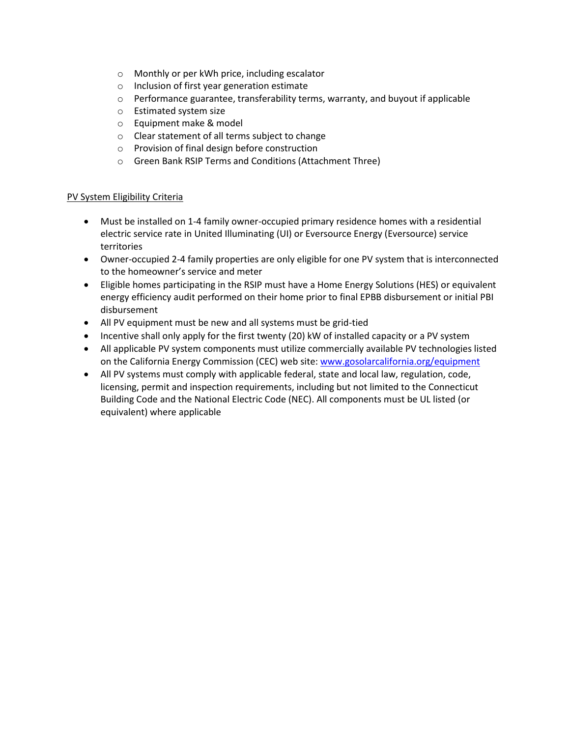- Monthly or per kWh price, including escalator
  - Inclusion of first year generation estimate
  - Performance guarantee, transferability terms, warranty, and buyout if applicable
  - Estimated system size
  - Equipment make & model
  - Clear statement of all terms subject to change
  - Provision of final design before construction
  - Green Bank RSIP Terms and Conditions (Attachment Three)

PV System Eligibility Criteria

- Must be installed on 1-4 family owner-occupied primary residence homes with a residential electric service rate in United Illuminating (UI) or Eversource Energy (Eversource) service territories
- Owner-occupied 2-4 family properties are only eligible for one PV system that is interconnected to the homeowner's service and meter
- Eligible homes participating in the RSIP must have a Home Energy Solutions (HES) or equivalent energy efficiency audit performed on their home prior to final EPBB disbursement or initial PBI disbursement
- All PV equipment must be new and all systems must be grid-tied
- Incentive shall only apply for the first twenty (20) kW of installed capacity or a PV system
- All applicable PV system components must utilize commercially available PV technologies listed on the California Energy Commission (CEC) web site: www.gosolarcalifornia.org/equipment
- All PV systems must comply with applicable federal, state and local law, regulation, code, licensing, permit and inspection requirements, including but not limited to the Connecticut Building Code and the National Electric Code (NEC). All components must be UL listed (or equivalent) where applicable